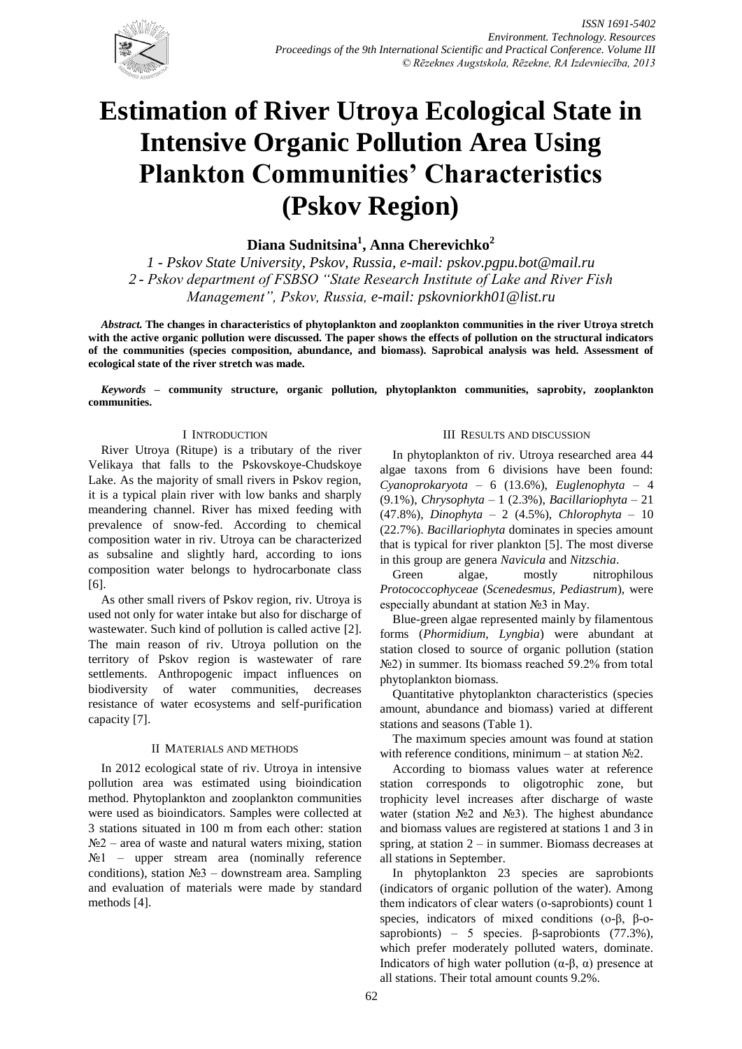# Estimation of River Utroya Ecological State in Intensive Organic Pollution Area Using Plankton Communities' Characteristics (Pskov Region)

**Diana Sudnitsina[1], Anna Cherevichko[2]**

*1 - Pskov State University, Pskov, Russia, e-mail: pskov.pgpu.bot@mail.ru*
*2 - Pskov department of FSBSO "State Research Institute of Lake and River Fish Management", Pskov, Russia, e-mail: pskovniorkh01@list.ru*

***Abstract.*** **The changes in characteristics of phytoplankton and zooplankton communities in the river Utroya stretch with the active organic pollution were discussed. The paper shows the effects of pollution on the structural indicators of the communities (species composition, abundance, and biomass). Saprobical analysis was held. Assessment of ecological state of the river stretch was made.**

***Keywords*** **– community structure, organic pollution, phytoplankton communities, saprobity, zooplankton communities.**

## I INTRODUCTION

River Utroya (Ritupe) is a tributary of the river Velikaya that falls to the Pskovskoye-Chudskoye Lake. As the majority of small rivers in Pskov region, it is a typical plain river with low banks and sharply meandering channel. River has mixed feeding with prevalence of snow-fed. According to chemical composition water in riv. Utroya can be characterized as subsaline and slightly hard, according to ions composition water belongs to hydrocarbonate class [6].

As other small rivers of Pskov region, riv. Utroya is used not only for water intake but also for discharge of wastewater. Such kind of pollution is called active [2]. The main reason of riv. Utroya pollution on the territory of Pskov region is wastewater of rare settlements. Anthropogenic impact influences on biodiversity of water communities, decreases resistance of water ecosystems and self-purification capacity [7].

## II MATERIALS AND METHODS

In 2012 ecological state of riv. Utroya in intensive pollution area was estimated using bioindication method. Phytoplankton and zooplankton communities were used as bioindicators. Samples were collected at 3 stations situated in 100 m from each other: station №2 – area of waste and natural waters mixing, station №1 – upper stream area (nominally reference conditions), station №3 – downstream area. Sampling and evaluation of materials were made by standard methods [4].

## III RESULTS AND DISCUSSION

In phytoplankton of riv. Utroya researched area 44 algae taxons from 6 divisions have been found: *Cyanoprokaryota* – 6 (13.6%), *Euglenophyta* – 4 (9.1%), *Chrysophyta* – 1 (2.3%), *Bacillariophyta* – 21 (47.8%), *Dinophyta* – 2 (4.5%), *Chlorophyta* – 10 (22.7%). *Bacillariophyta* dominates in species amount that is typical for river plankton [5]. The most diverse in this group are genera *Navicula* and *Nitzschia*.

Green algae, mostly nitrophilous *Protococcophyceae* (*Scenedesmus, Pediastrum*), were especially abundant at station №3 in May.

Blue-green algae represented mainly by filamentous forms (*Phormidium, Lyngbia*) were abundant at station closed to source of organic pollution (station №2) in summer. Its biomass reached 59.2% from total phytoplankton biomass.

Quantitative phytoplankton characteristics (species amount, abundance and biomass) varied at different stations and seasons (Table 1).

The maximum species amount was found at station with reference conditions, minimum – at station №2.

According to biomass values water at reference station corresponds to oligotrophic zone, but trophicity level increases after discharge of waste water (station №2 and №3). The highest abundance and biomass values are registered at stations 1 and 3 in spring, at station 2 – in summer. Biomass decreases at all stations in September.

In phytoplankton 23 species are saprobionts (indicators of organic pollution of the water). Among them indicators of clear waters (o-saprobionts) count 1 species, indicators of mixed conditions (o-β, β-o-saprobionts) – 5 species. β-saprobionts (77.3%), which prefer moderately polluted waters, dominate. Indicators of high water pollution (α-β, α) presence at all stations. Their total amount counts 9.2%.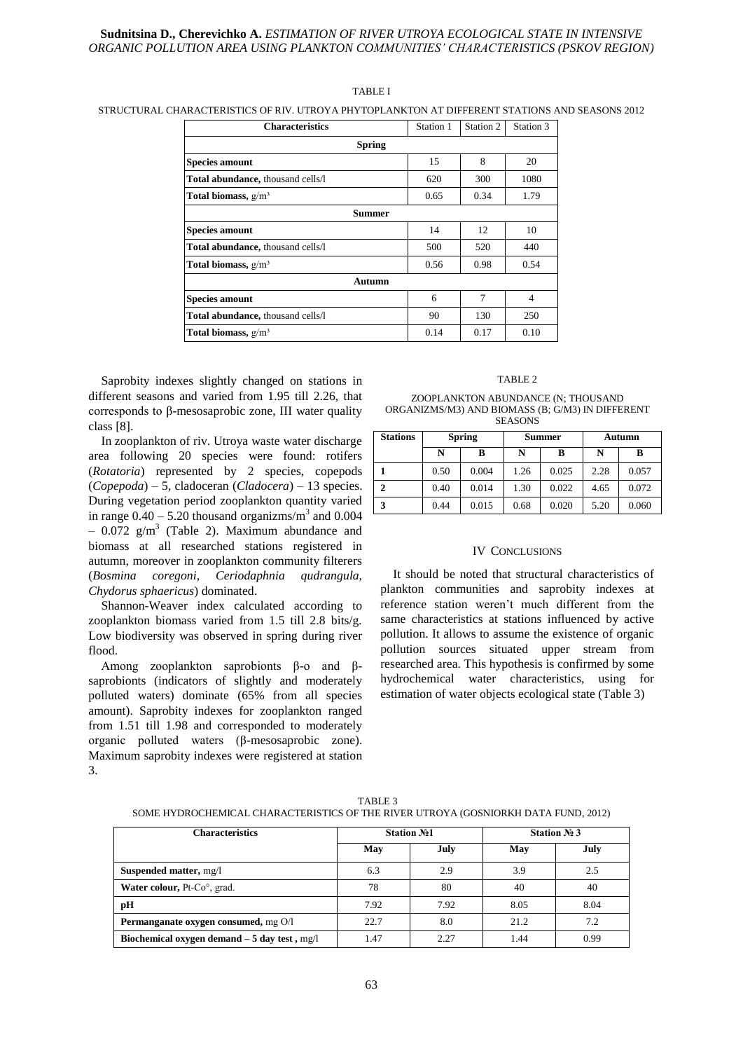TABLE I

STRUCTURAL CHARACTERISTICS OF RIV. UTROYA PHYTOPLANKTON AT DIFFERENT STATIONS AND SEASONS 2012

| **Characteristics** | Station 1 | Station 2 | Station 3 |
|---|---|---|---|
| **Spring** | | | |
| **Species amount** | 15 | 8 | 20 |
| **Total abundance,** thousand cells/l | 620 | 300 | 1080 |
| **Total biomass,** g/m³ | 0.65 | 0.34 | 1.79 |
| **Summer** | | | |
| **Species amount** | 14 | 12 | 10 |
| **Total abundance,** thousand cells/l | 500 | 520 | 440 |
| **Total biomass,** g/m³ | 0.56 | 0.98 | 0.54 |
| **Autumn** | | | |
| **Species amount** | 6 | 7 | 4 |
| **Total abundance,** thousand cells/l | 90 | 130 | 250 |
| **Total biomass,** g/m³ | 0.14 | 0.17 | 0.10 |

Saprobity indexes slightly changed on stations in different seasons and varied from 1.95 till 2.26, that corresponds to β-mesosaprobic zone, III water quality class [8].

In zooplankton of riv. Utroya waste water discharge area following 20 species were found: rotifers (*Rotatoria*) represented by 2 species, copepods (*Copepoda*) – 5, cladoceran (*Cladocera*) – 13 species. During vegetation period zooplankton quantity varied in range 0.40 – 5.20 thousand organizms/m$^3$ and 0.004 – 0.072 g/m$^3$ (Table 2). Maximum abundance and biomass at all researched stations registered in autumn, moreover in zooplankton community filterers (*Bosmina coregoni, Ceriodaphnia qudrangula, Chydorus sphaericus*) dominated.

Shannon-Weaver index calculated according to zooplankton biomass varied from 1.5 till 2.8 bits/g. Low biodiversity was observed in spring during river flood.

Among zooplankton saprobionts β-o and β-saprobionts (indicators of slightly and moderately polluted waters) dominate (65% from all species amount). Saprobity indexes for zooplankton ranged from 1.51 till 1.98 and corresponded to moderately organic polluted waters (β-mesosaprobic zone). Maximum saprobity indexes were registered at station 3.

TABLE 2

ZOOPLANKTON ABUNDANCE (N; THOUSAND ORGANIZMS/M3) AND BIOMASS (B; G/M3) IN DIFFERENT SEASONS

| **Stations** | **Spring** | | **Summer** | | **Autumn** | |
|---|---|---|---|---|---|---|
| | **N** | **B** | **N** | **B** | **N** | **B** |
| **1** | 0.50 | 0.004 | 1.26 | 0.025 | 2.28 | 0.057 |
| **2** | 0.40 | 0.014 | 1.30 | 0.022 | 4.65 | 0.072 |
| **3** | 0.44 | 0.015 | 0.68 | 0.020 | 5.20 | 0.060 |

## IV CONCLUSIONS

It should be noted that structural characteristics of plankton communities and saprobity indexes at reference station weren't much different from the same characteristics at stations influenced by active pollution. It allows to assume the existence of organic pollution sources situated upper stream from researched area. This hypothesis is confirmed by some hydrochemical water characteristics, using for estimation of water objects ecological state (Table 3)

TABLE 3

SOME HYDROCHEMICAL CHARACTERISTICS OF THE RIVER UTROYA (GOSNIORKH DATA FUND, 2012)

| **Characteristics** | **Station №1** | | **Station № 3** | |
|---|---|---|---|---|
| | **May** | **July** | **May** | **July** |
| **Suspended matter,** mg/l | 6.3 | 2.9 | 3.9 | 2.5 |
| **Water colour,** Pt-Co°, grad. | 78 | 80 | 40 | 40 |
| **pH** | 7.92 | 7.92 | 8.05 | 8.04 |
| **Permanganate oxygen consumed,** mg O/l | 22.7 | 8.0 | 21.2 | 7.2 |
| **Biochemical oxygen demand – 5 day test ,** mg/l | 1.47 | 2.27 | 1.44 | 0.99 |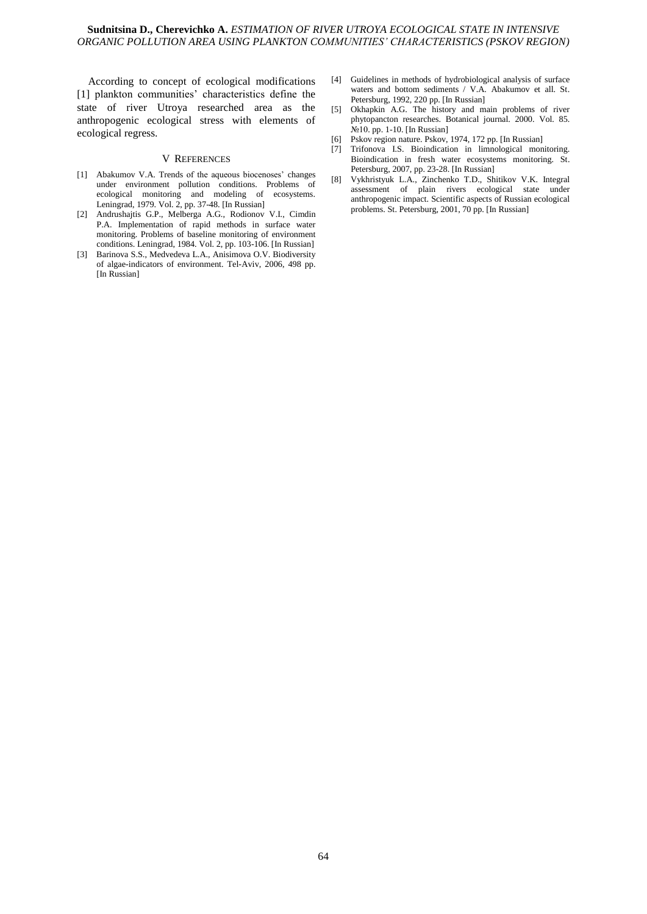According to concept of ecological modifications [1] plankton communities' characteristics define the state of river Utroya researched area as the anthropogenic ecological stress with elements of ecological regress.

## V References

[1] Abakumov V.A. Trends of the aqueous biocenoses' changes under environment pollution conditions. Problems of ecological monitoring and modeling of ecosystems. Leningrad, 1979. Vol. 2, pp. 37-48. [In Russian]

[2] Andrushajtis G.P., Melberga A.G., Rodionov V.I., Cimdin P.A. Implementation of rapid methods in surface water monitoring. Problems of baseline monitoring of environment conditions. Leningrad, 1984. Vol. 2, pp. 103-106. [In Russian]

[3] Barinova S.S., Medvedeva L.A., Anisimova O.V. Biodiversity of algae-indicators of environment. Tel-Aviv, 2006, 498 pp. [In Russian]

[4] Guidelines in methods of hydrobiological analysis of surface waters and bottom sediments / V.A. Abakumov et all. St. Petersburg, 1992, 220 pp. [In Russian]

[5] Okhapkin A.G. The history and main problems of river phytopancton researches. Botanical journal. 2000. Vol. 85. №10. pp. 1-10. [In Russian]

[6] Pskov region nature. Pskov, 1974, 172 pp. [In Russian]

[7] Trifonova I.S. Bioindication in limnological monitoring. Bioindication in fresh water ecosystems monitoring. St. Petersburg, 2007, pp. 23-28. [In Russian]

[8] Vykhristyuk L.A., Zinchenko T.D., Shitikov V.K. Integral assessment of plain rivers ecological state under anthropogenic impact. Scientific aspects of Russian ecological problems. St. Petersburg, 2001, 70 pp. [In Russian]